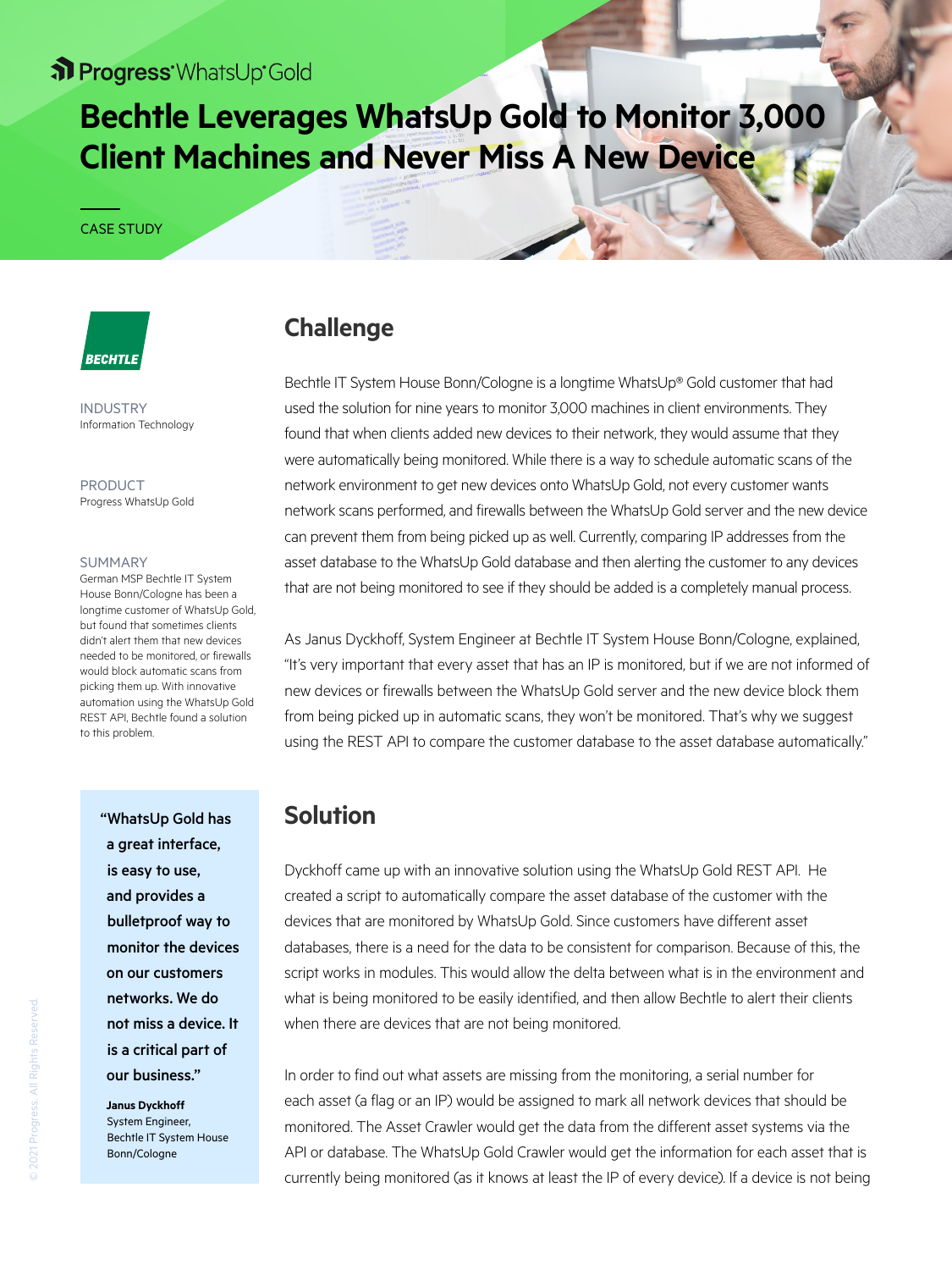Progress WhatsUp Gold

# Bechtle Leverages WhatsUp Gold to Monitor 3,000 Client Machines and Never Miss A New Device

CASE STUDY

BECHTLE

INDUSTRY
Information Technology

PRODUCT
Progress WhatsUp Gold

SUMMARY
German MSP Bechtle IT System House Bonn/Cologne has been a longtime customer of WhatsUp Gold, but found that sometimes clients didn't alert them that new devices needed to be monitored, or firewalls would block automatic scans from picking them up. With innovative automation using the WhatsUp Gold REST API, Bechtle found a solution to this problem.

> **"WhatsUp Gold has a great interface, is easy to use, and provides a bulletproof way to monitor the devices on our customers networks. We do not miss a device. It is a critical part of our business."**
>
> **Janus Dyckhoff**
> System Engineer,
> Bechtle IT System House Bonn/Cologne

## Challenge

Bechtle IT System House Bonn/Cologne is a longtime WhatsUp® Gold customer that had used the solution for nine years to monitor 3,000 machines in client environments. They found that when clients added new devices to their network, they would assume that they were automatically being monitored. While there is a way to schedule automatic scans of the network environment to get new devices onto WhatsUp Gold, not every customer wants network scans performed, and firewalls between the WhatsUp Gold server and the new device can prevent them from being picked up as well. Currently, comparing IP addresses from the asset database to the WhatsUp Gold database and then alerting the customer to any devices that are not being monitored to see if they should be added is a completely manual process.

As Janus Dyckhoff, System Engineer at Bechtle IT System House Bonn/Cologne, explained, "It's very important that every asset that has an IP is monitored, but if we are not informed of new devices or firewalls between the WhatsUp Gold server and the new device block them from being picked up in automatic scans, they won't be monitored. That's why we suggest using the REST API to compare the customer database to the asset database automatically."

## Solution

Dyckhoff came up with an innovative solution using the WhatsUp Gold REST API. He created a script to automatically compare the asset database of the customer with the devices that are monitored by WhatsUp Gold. Since customers have different asset databases, there is a need for the data to be consistent for comparison. Because of this, the script works in modules. This would allow the delta between what is in the environment and what is being monitored to be easily identified, and then allow Bechtle to alert their clients when there are devices that are not being monitored.

In order to find out what assets are missing from the monitoring, a serial number for each asset (a flag or an IP) would be assigned to mark all network devices that should be monitored. The Asset Crawler would get the data from the different asset systems via the API or database. The WhatsUp Gold Crawler would get the information for each asset that is currently being monitored (as it knows at least the IP of every device). If a device is not being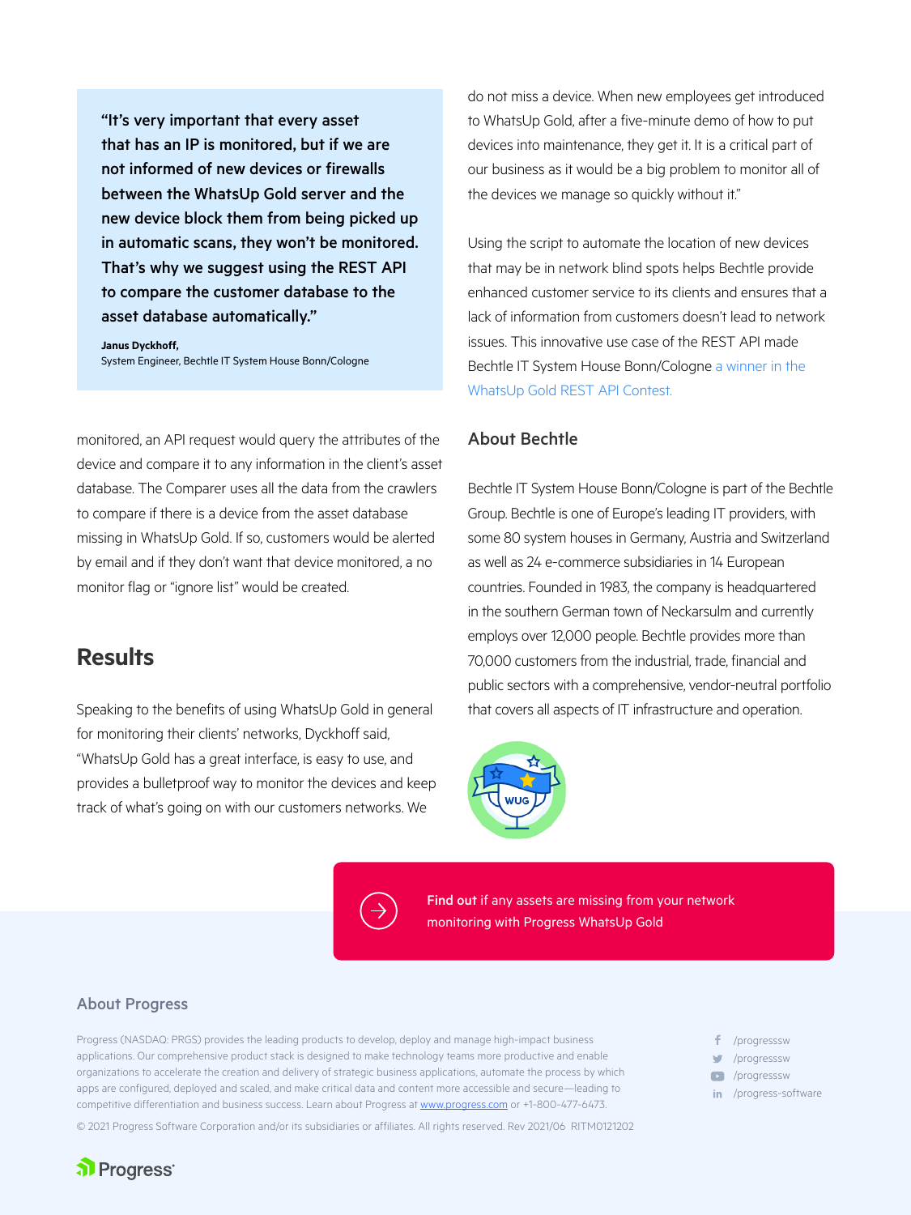> **"It's very important that every asset that has an IP is monitored, but if we are not informed of new devices or firewalls between the WhatsUp Gold server and the new device block them from being picked up in automatic scans, they won't be monitored. That's why we suggest using the REST API to compare the customer database to the asset database automatically."**
>
> **Janus Dyckhoff,**
> System Engineer, Bechtle IT System House Bonn/Cologne

monitored, an API request would query the attributes of the device and compare it to any information in the client's asset database. The Comparer uses all the data from the crawlers to compare if there is a device from the asset database missing in WhatsUp Gold. If so, customers would be alerted by email and if they don't want that device monitored, a no monitor flag or "ignore list" would be created.

## Results

Speaking to the benefits of using WhatsUp Gold in general for monitoring their clients' networks, Dyckhoff said, "WhatsUp Gold has a great interface, is easy to use, and provides a bulletproof way to monitor the devices and keep track of what's going on with our customers networks. We do not miss a device. When new employees get introduced to WhatsUp Gold, after a five-minute demo of how to put devices into maintenance, they get it. It is a critical part of our business as it would be a big problem to monitor all of the devices we manage so quickly without it."

Using the script to automate the location of new devices that may be in network blind spots helps Bechtle provide enhanced customer service to its clients and ensures that a lack of information from customers doesn't lead to network issues. This innovative use case of the REST API made Bechtle IT System House Bonn/Cologne a winner in the WhatsUp Gold REST API Contest.

### About Bechtle

Bechtle IT System House Bonn/Cologne is part of the Bechtle Group. Bechtle is one of Europe's leading IT providers, with some 80 system houses in Germany, Austria and Switzerland as well as 24 e-commerce subsidiaries in 14 European countries. Founded in 1983, the company is headquartered in the southern German town of Neckarsulm and currently employs over 12,000 people. Bechtle provides more than 70,000 customers from the industrial, trade, financial and public sectors with a comprehensive, vendor-neutral portfolio that covers all aspects of IT infrastructure and operation.

WUG

**Find out** if any assets are missing from your network monitoring with Progress WhatsUp Gold

### About Progress

Progress (NASDAQ: PRGS) provides the leading products to develop, deploy and manage high-impact business applications. Our comprehensive product stack is designed to make technology teams more productive and enable organizations to accelerate the creation and delivery of strategic business applications, automate the process by which apps are configured, deployed and scaled, and make critical data and content more accessible and secure—leading to competitive differentiation and business success. Learn about Progress at www.progress.com or +1-800-477-6473.

© 2021 Progress Software Corporation and/or its subsidiaries or affiliates. All rights reserved. Rev 2021/06 RITM0121202

/progresssw
/progresssw
/progresssw
/progress-software

Progress